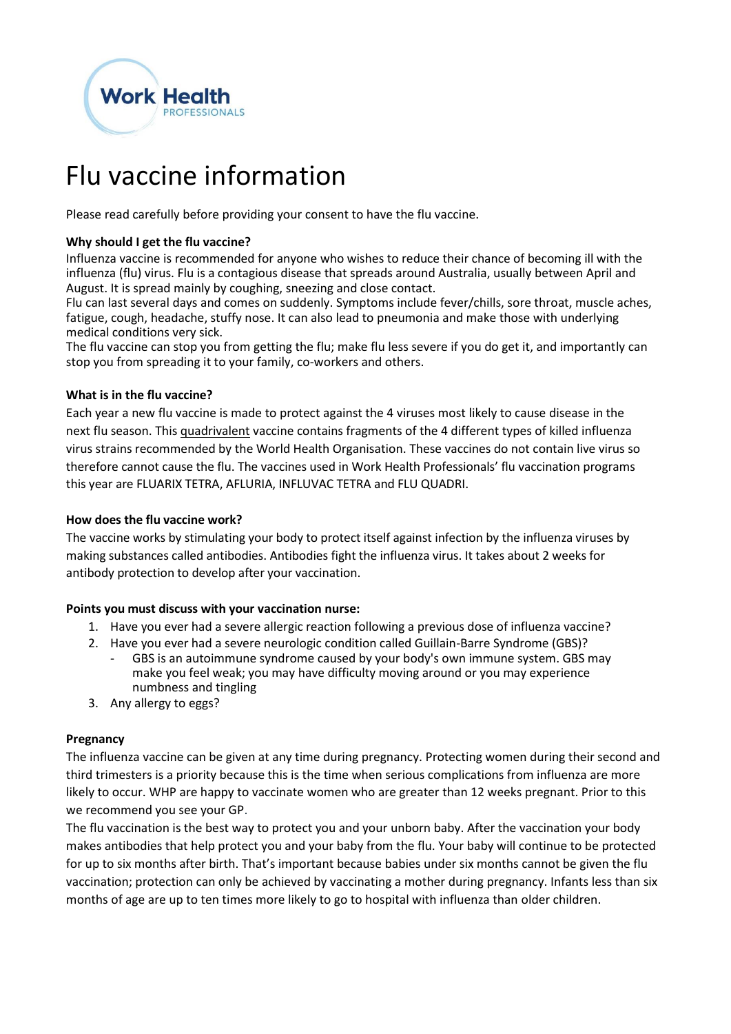Work Health PROFESSIONALS

# Flu vaccine information

Please read carefully before providing your consent to have the flu vaccine.

**Why should I get the flu vaccine?**

Influenza vaccine is recommended for anyone who wishes to reduce their chance of becoming ill with the influenza (flu) virus. Flu is a contagious disease that spreads around Australia, usually between April and August. It is spread mainly by coughing, sneezing and close contact.

Flu can last several days and comes on suddenly. Symptoms include fever/chills, sore throat, muscle aches, fatigue, cough, headache, stuffy nose. It can also lead to pneumonia and make those with underlying medical conditions very sick.

The flu vaccine can stop you from getting the flu; make flu less severe if you do get it, and importantly can stop you from spreading it to your family, co-workers and others.

**What is in the flu vaccine?**

Each year a new flu vaccine is made to protect against the 4 viruses most likely to cause disease in the next flu season. This quadrivalent vaccine contains fragments of the 4 different types of killed influenza virus strains recommended by the World Health Organisation. These vaccines do not contain live virus so therefore cannot cause the flu. The vaccines used in Work Health Professionals' flu vaccination programs this year are FLUARIX TETRA, AFLURIA, INFLUVAC TETRA and FLU QUADRI.

**How does the flu vaccine work?**

The vaccine works by stimulating your body to protect itself against infection by the influenza viruses by making substances called antibodies. Antibodies fight the influenza virus. It takes about 2 weeks for antibody protection to develop after your vaccination.

**Points you must discuss with your vaccination nurse:**

1. Have you ever had a severe allergic reaction following a previous dose of influenza vaccine?
2. Have you ever had a severe neurologic condition called Guillain-Barre Syndrome (GBS)?
   - GBS is an autoimmune syndrome caused by your body's own immune system. GBS may make you feel weak; you may have difficulty moving around or you may experience numbness and tingling
3. Any allergy to eggs?

**Pregnancy**

The influenza vaccine can be given at any time during pregnancy. Protecting women during their second and third trimesters is a priority because this is the time when serious complications from influenza are more likely to occur. WHP are happy to vaccinate women who are greater than 12 weeks pregnant. Prior to this we recommend you see your GP.

The flu vaccination is the best way to protect you and your unborn baby. After the vaccination your body makes antibodies that help protect you and your baby from the flu. Your baby will continue to be protected for up to six months after birth. That's important because babies under six months cannot be given the flu vaccination; protection can only be achieved by vaccinating a mother during pregnancy. Infants less than six months of age are up to ten times more likely to go to hospital with influenza than older children.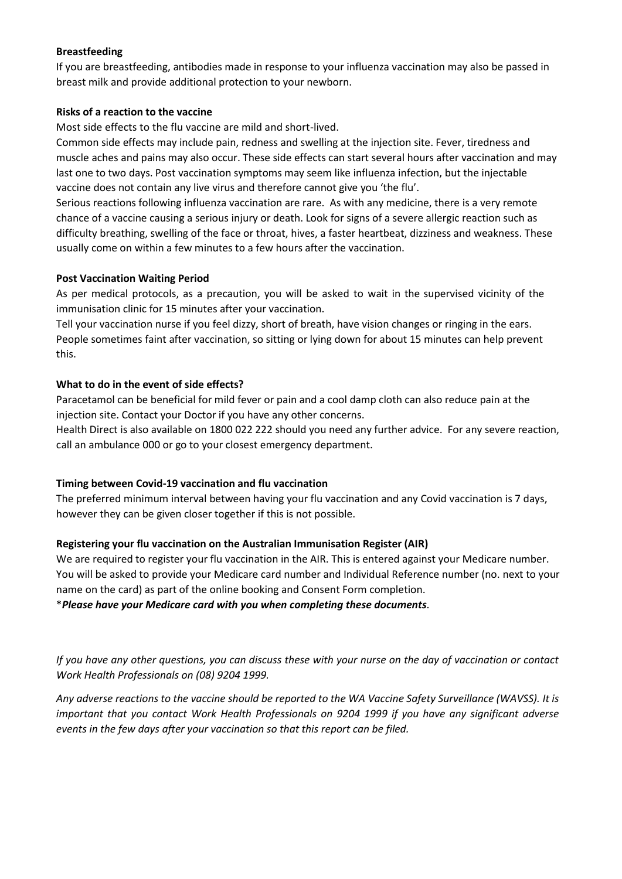**Breastfeeding**

If you are breastfeeding, antibodies made in response to your influenza vaccination may also be passed in breast milk and provide additional protection to your newborn.

**Risks of a reaction to the vaccine**

Most side effects to the flu vaccine are mild and short-lived.

Common side effects may include pain, redness and swelling at the injection site. Fever, tiredness and muscle aches and pains may also occur. These side effects can start several hours after vaccination and may last one to two days. Post vaccination symptoms may seem like influenza infection, but the injectable vaccine does not contain any live virus and therefore cannot give you 'the flu'.

Serious reactions following influenza vaccination are rare. As with any medicine, there is a very remote chance of a vaccine causing a serious injury or death. Look for signs of a severe allergic reaction such as difficulty breathing, swelling of the face or throat, hives, a faster heartbeat, dizziness and weakness. These usually come on within a few minutes to a few hours after the vaccination.

**Post Vaccination Waiting Period**

As per medical protocols, as a precaution, you will be asked to wait in the supervised vicinity of the immunisation clinic for 15 minutes after your vaccination.

Tell your vaccination nurse if you feel dizzy, short of breath, have vision changes or ringing in the ears. People sometimes faint after vaccination, so sitting or lying down for about 15 minutes can help prevent this.

**What to do in the event of side effects?**

Paracetamol can be beneficial for mild fever or pain and a cool damp cloth can also reduce pain at the injection site. Contact your Doctor if you have any other concerns.

Health Direct is also available on 1800 022 222 should you need any further advice. For any severe reaction, call an ambulance 000 or go to your closest emergency department.

**Timing between Covid-19 vaccination and flu vaccination**

The preferred minimum interval between having your flu vaccination and any Covid vaccination is 7 days, however they can be given closer together if this is not possible.

**Registering your flu vaccination on the Australian Immunisation Register (AIR)**

We are required to register your flu vaccination in the AIR. This is entered against your Medicare number. You will be asked to provide your Medicare card number and Individual Reference number (no. next to your name on the card) as part of the online booking and Consent Form completion.

\**Please have your Medicare card with you when completing these documents*.

*If you have any other questions, you can discuss these with your nurse on the day of vaccination or contact Work Health Professionals on (08) 9204 1999.*

*Any adverse reactions to the vaccine should be reported to the WA Vaccine Safety Surveillance (WAVSS). It is important that you contact Work Health Professionals on 9204 1999 if you have any significant adverse events in the few days after your vaccination so that this report can be filed.*